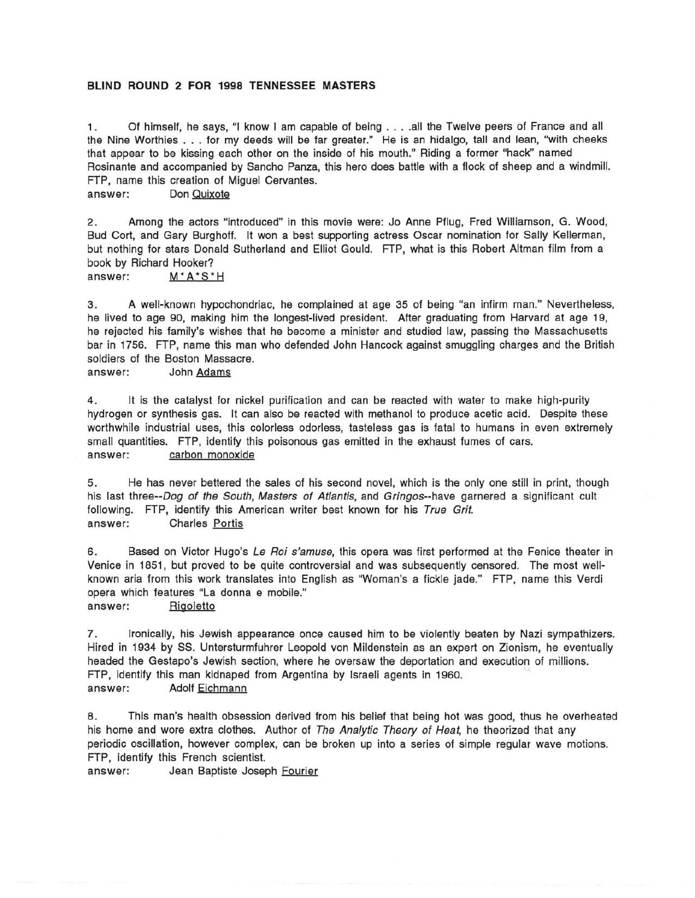**BLIND ROUND 2 FOR 1998 TENNESSEE MASTERS**

1. Of himself, he says, "I know I am capable of being . . . .all the Twelve peers of France and all the Nine Worthies . . . for my deeds will be far greater." He is an hidalgo, tall and lean, "with cheeks that appear to be kissing each other on the inside of his mouth." Riding a former "hack" named Rosinante and accompanied by Sancho Panza, this hero does battle with a flock of sheep and a windmill. FTP, name this creation of Miguel Cervantes.
answer: Don Quixote

2. Among the actors "introduced" in this movie were: Jo Anne Pflug, Fred Williamson, G. Wood, Bud Cort, and Gary Burghoff. It won a best supporting actress Oscar nomination for Sally Kellerman, but nothing for stars Donald Sutherland and Elliot Gould. FTP, what is this Robert Altman film from a book by Richard Hooker?
answer: M*A*S*H

3. A well-known hypochondriac, he complained at age 35 of being "an infirm man." Nevertheless, he lived to age 90, making him the longest-lived president. After graduating from Harvard at age 19, he rejected his family's wishes that he become a minister and studied law, passing the Massachusetts bar in 1756. FTP, name this man who defended John Hancock against smuggling charges and the British soldiers of the Boston Massacre.
answer: John Adams

4. It is the catalyst for nickel purification and can be reacted with water to make high-purity hydrogen or synthesis gas. It can also be reacted with methanol to produce acetic acid. Despite these worthwhile industrial uses, this colorless odorless, tasteless gas is fatal to humans in even extremely small quantities. FTP, identify this poisonous gas emitted in the exhaust fumes of cars.
answer: carbon monoxide

5. He has never bettered the sales of his second novel, which is the only one still in print, though his last three--*Dog of the South*, *Masters of Atlantis*, and *Gringos*--have garnered a significant cult following. FTP, identify this American writer best known for his *True Grit*.
answer: Charles Portis

6. Based on Victor Hugo's *Le Roi s'amuse*, this opera was first performed at the Fenice theater in Venice in 1851, but proved to be quite controversial and was subsequently censored. The most well-known aria from this work translates into English as "Woman's a fickle jade." FTP, name this Verdi opera which features "La donna e mobile."
answer: Rigoletto

7. Ironically, his Jewish appearance once caused him to be violently beaten by Nazi sympathizers. Hired in 1934 by SS. Untersturmfuhrer Leopold von Mildenstein as an expert on Zionism, he eventually headed the Gestapo's Jewish section, where he oversaw the deportation and execution of millions. FTP, identify this man kidnaped from Argentina by Israeli agents in 1960.
answer: Adolf Eichmann

8. This man's health obsession derived from his belief that being hot was good, thus he overheated his home and wore extra clothes. Author of *The Analytic Theory of Heat*, he theorized that any periodic oscillation, however complex, can be broken up into a series of simple regular wave motions. FTP, identify this French scientist.
answer: Jean Baptiste Joseph Fourier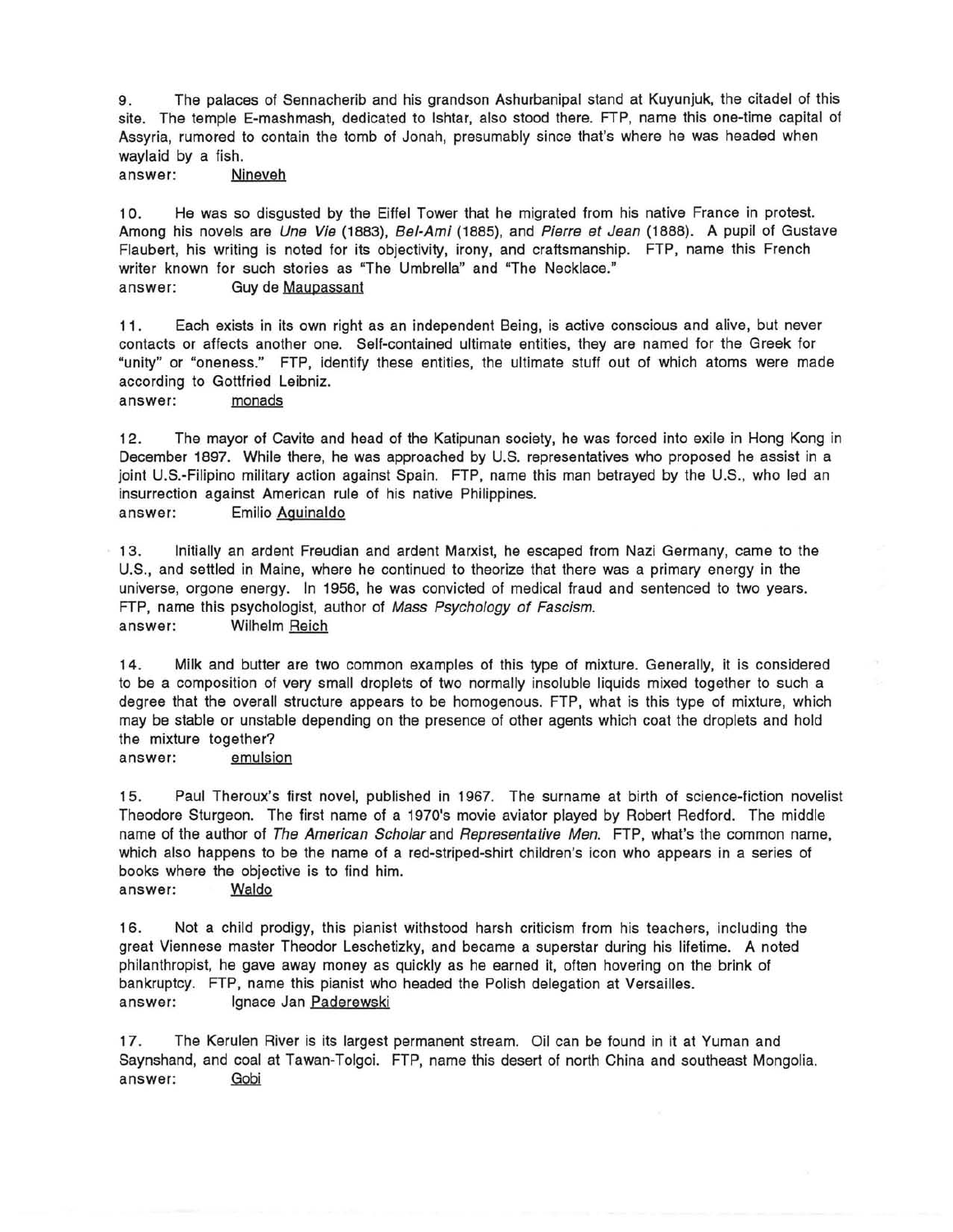9. The palaces of Sennacherib and his grandson Ashurbanipal stand at Kuyunjuk, the citadel of this site. The temple E-mashmash, dedicated to Ishtar, also stood there. FTP, name this one-time capital of Assyria, rumored to contain the tomb of Jonah, presumably since that's where he was headed when waylaid by a fish.

answer: Nineveh

10. He was so disgusted by the Eiffel Tower that he migrated from his native France in protest. Among his novels are *Une Vie* (1883), *Bel-Ami* (1885), and *Pierre et Jean* (1888). A pupil of Gustave Flaubert, his writing is noted for its objectivity, irony, and craftsmanship. FTP, name this French writer known for such stories as "The Umbrella" and "The Necklace."

answer: Guy de Maupassant

11. Each exists in its own right as an independent Being, is active conscious and alive, but never contacts or affects another one. Self-contained ultimate entities, they are named for the Greek for "unity" or "oneness." FTP, identify these entities, the ultimate stuff out of which atoms were made according to Gottfried Leibniz.

answer: monads

12. The mayor of Cavite and head of the Katipunan society, he was forced into exile in Hong Kong in December 1897. While there, he was approached by U.S. representatives who proposed he assist in a joint U.S.-Filipino military action against Spain. FTP, name this man betrayed by the U.S., who led an insurrection against American rule of his native Philippines.

answer: Emilio Aguinaldo

13. Initially an ardent Freudian and ardent Marxist, he escaped from Nazi Germany, came to the U.S., and settled in Maine, where he continued to theorize that there was a primary energy in the universe, orgone energy. In 1956, he was convicted of medical fraud and sentenced to two years. FTP, name this psychologist, author of *Mass Psychology of Fascism.*

answer: Wilhelm Reich

14. Milk and butter are two common examples of this type of mixture. Generally, it is considered to be a composition of very small droplets of two normally insoluble liquids mixed together to such a degree that the overall structure appears to be homogenous. FTP, what is this type of mixture, which may be stable or unstable depending on the presence of other agents which coat the droplets and hold the mixture together?

answer: emulsion

15. Paul Theroux's first novel, published in 1967. The surname at birth of science-fiction novelist Theodore Sturgeon. The first name of a 1970's movie aviator played by Robert Redford. The middle name of the author of *The American Scholar* and *Representative Men.* FTP, what's the common name, which also happens to be the name of a red-striped-shirt children's icon who appears in a series of books where the objective is to find him.

answer: Waldo

16. Not a child prodigy, this pianist withstood harsh criticism from his teachers, including the great Viennese master Theodor Leschetizky, and became a superstar during his lifetime. A noted philanthropist, he gave away money as quickly as he earned it, often hovering on the brink of bankruptcy. FTP, name this pianist who headed the Polish delegation at Versailles.

answer: Ignace Jan Paderewski

17. The Kerulen River is its largest permanent stream. Oil can be found in it at Yuman and Saynshand, and coal at Tawan-Tolgoi. FTP, name this desert of north China and southeast Mongolia.

answer: Gobi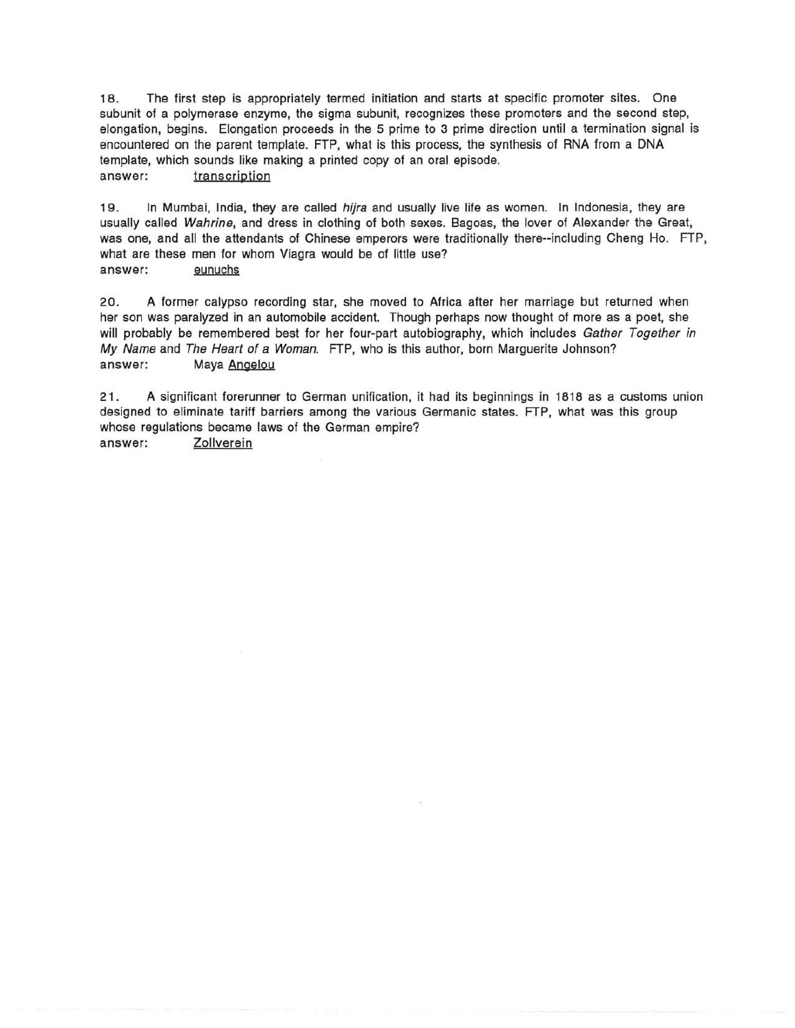18. The first step is appropriately termed initiation and starts at specific promoter sites. One subunit of a polymerase enzyme, the sigma subunit, recognizes these promoters and the second step, elongation, begins. Elongation proceeds in the 5 prime to 3 prime direction until a termination signal is encountered on the parent template. FTP, what is this process, the synthesis of RNA from a DNA template, which sounds like making a printed copy of an oral episode.
answer: transcription

19. In Mumbai, India, they are called *hijra* and usually live life as women. In Indonesia, they are usually called *Wahrine*, and dress in clothing of both sexes. Bagoas, the lover of Alexander the Great, was one, and all the attendants of Chinese emperors were traditionally there--including Cheng Ho. FTP, what are these men for whom Viagra would be of little use?
answer: eunuchs

20. A former calypso recording star, she moved to Africa after her marriage but returned when her son was paralyzed in an automobile accident. Though perhaps now thought of more as a poet, she will probably be remembered best for her four-part autobiography, which includes *Gather Together in My Name* and *The Heart of a Woman*. FTP, who is this author, born Marguerite Johnson?
answer: Maya Angelou

21. A significant forerunner to German unification, it had its beginnings in 1818 as a customs union designed to eliminate tariff barriers among the various Germanic states. FTP, what was this group whose regulations became laws of the German empire?
answer: Zollverein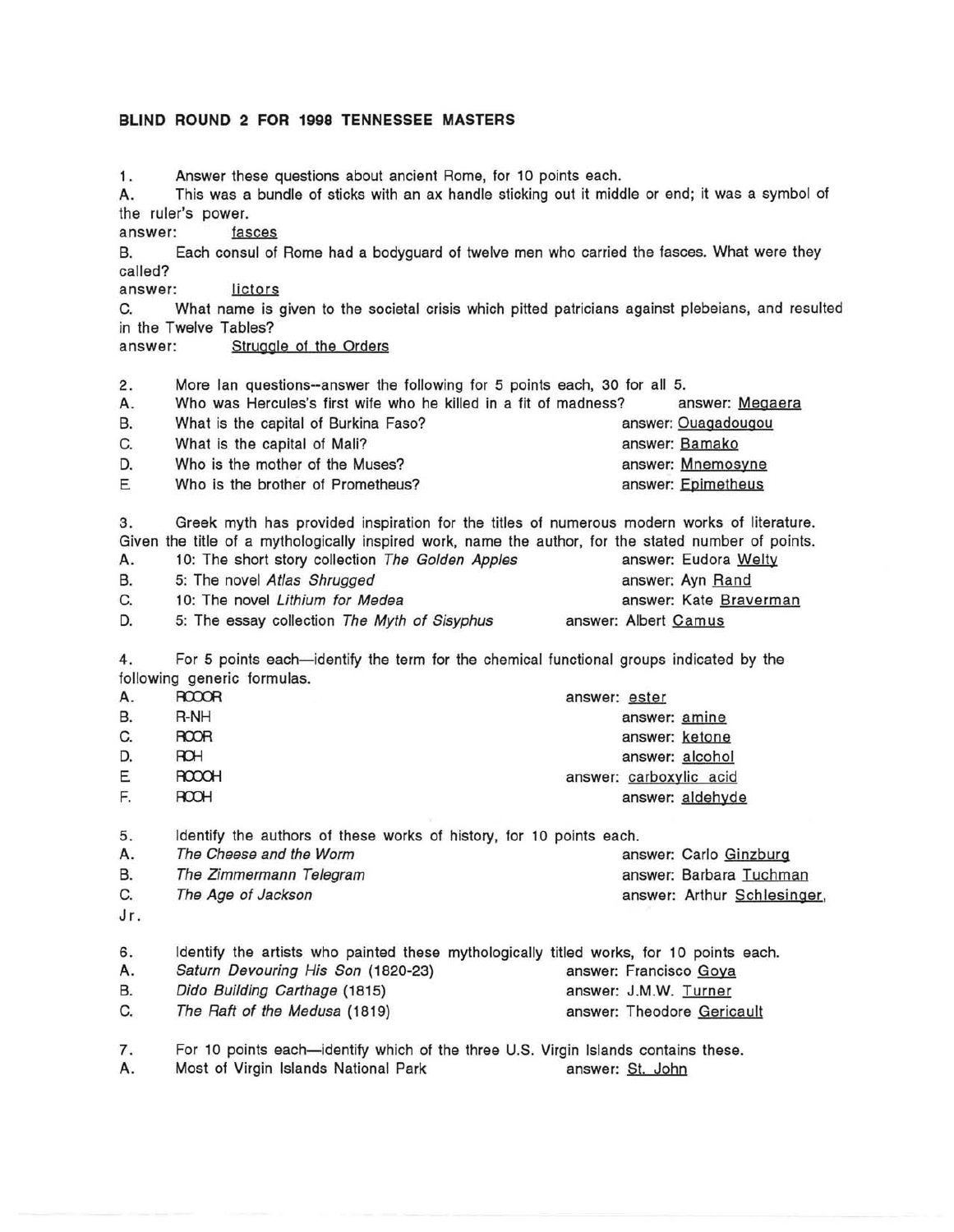**BLIND ROUND 2 FOR 1998 TENNESSEE MASTERS**

1. Answer these questions about ancient Rome, for 10 points each.

A. This was a bundle of sticks with an ax handle sticking out it middle or end; it was a symbol of the ruler's power.

answer: fasces

B. Each consul of Rome had a bodyguard of twelve men who carried the fasces. What were they called?

answer: lictors

C. What name is given to the societal crisis which pitted patricians against plebeians, and resulted in the Twelve Tables?

answer: Struggle of the Orders

2. More Ian questions--answer the following for 5 points each, 30 for all 5.

A. Who was Hercules's first wife who he killed in a fit of madness? answer: Megaera

B. What is the capital of Burkina Faso? answer: Ouagadougou

C. What is the capital of Mali? answer: Bamako

D. Who is the mother of the Muses? answer: Mnemosyne

E. Who is the brother of Prometheus? answer: Epimetheus

3. Greek myth has provided inspiration for the titles of numerous modern works of literature. Given the title of a mythologically inspired work, name the author, for the stated number of points.

A. 10: The short story collection *The Golden Apples* answer: Eudora Welty

B. 5: The novel *Atlas Shrugged* answer: Ayn Rand

C. 10: The novel *Lithium for Medea* answer: Kate Braverman

D. 5: The essay collection *The Myth of Sisyphus* answer: Albert Camus

4. For 5 points each—identify the term for the chemical functional groups indicated by the following generic formulas.

A. RCOOR answer: ester

B. R-NH answer: amine

C. RCOR answer: ketone

D. ROH answer: alcohol

E. RCOOH answer: carboxylic acid

F. RCOH answer: aldehyde

5. Identify the authors of these works of history, for 10 points each.

A. *The Cheese and the Worm* answer: Carlo Ginzburg

B. *The Zimmermann Telegram* answer: Barbara Tuchman

C. *The Age of Jackson* answer: Arthur Schlesinger, Jr.

6. Identify the artists who painted these mythologically titled works, for 10 points each.

A. *Saturn Devouring His Son* (1820-23) answer: Francisco Goya

B. *Dido Building Carthage* (1815) answer: J.M.W. Turner

C. *The Raft of the Medusa* (1819) answer: Theodore Gericault

7. For 10 points each—identify which of the three U.S. Virgin Islands contains these.

A. Most of Virgin Islands National Park answer: St. John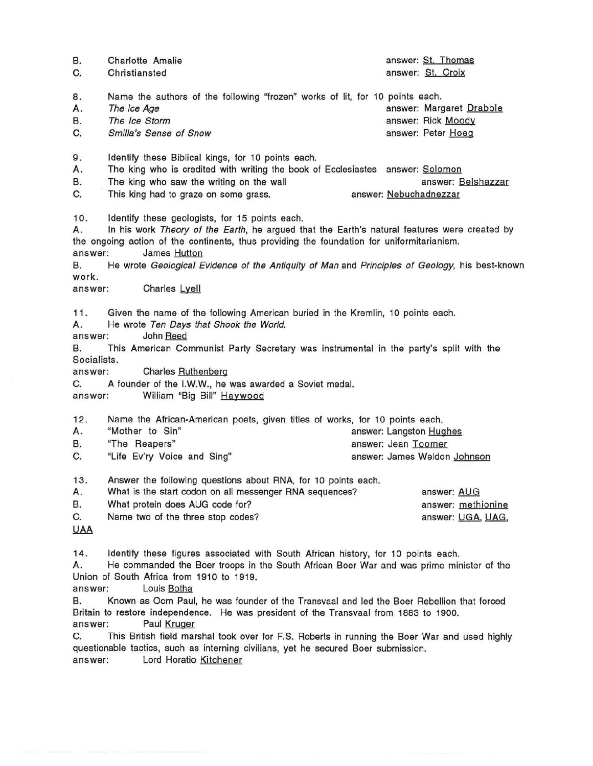B. Charlotte Amalie answer: St. Thomas
C. Christiansted answer: St. Croix

8. Name the authors of the following "frozen" works of lit, for 10 points each.
A. *The Ice Age* answer: Margaret Drabble
B. *The Ice Storm* answer: Rick Moody
C. *Smilla's Sense of Snow* answer: Peter Hoeg

9. Identify these Biblical kings, for 10 points each.
A. The king who is credited with writing the book of Ecclesiastes answer: Solomon
B. The king who saw the writing on the wall answer: Belshazzar
C. This king had to graze on some grass. answer: Nebuchadnezzar

10. Identify these geologists, for 15 points each.
A. In his work *Theory of the Earth*, he argued that the Earth's natural features were created by the ongoing action of the continents, thus providing the foundation for uniformitarianism.
answer: James Hutton
B. He wrote *Geological Evidence of the Antiquity of Man* and *Principles of Geology*, his best-known work.
answer: Charles Lyell

11. Given the name of the following American buried in the Kremlin, 10 points each.
A. He wrote *Ten Days that Shook the World.*
answer: John Reed
B. This American Communist Party Secretary was instrumental in the party's split with the Socialists.
answer: Charles Ruthenberg
C. A founder of the I.W.W., he was awarded a Soviet medal.
answer: William "Big Bill" Haywood

12. Name the African-American poets, given titles of works, for 10 points each.
A. "Mother to Sin" answer: Langston Hughes
B. "The Reapers" answer: Jean Toomer
C. "Life Ev'ry Voice and Sing" answer: James Weldon Johnson

13. Answer the following questions about RNA, for 10 points each.
A. What is the start codon on all messenger RNA sequences? answer: AUG
B. What protein does AUG code for? answer: methionine
C. Name two of the three stop codes? answer: UGA, UAG, UAA

14. Identify these figures associated with South African history, for 10 points each.
A. He commanded the Boer troops in the South African Boer War and was prime minister of the Union of South Africa from 1910 to 1919.
answer: Louis Botha
B. Known as Oom Paul, he was founder of the Transvaal and led the Boer Rebellion that forced Britain to restore independence. He was president of the Transvaal from 1883 to 1900.
answer: Paul Kruger
C. This British field marshal took over for F.S. Roberts in running the Boer War and used highly questionable tactics, such as interning civilians, yet he secured Boer submission.
answer: Lord Horatio Kitchener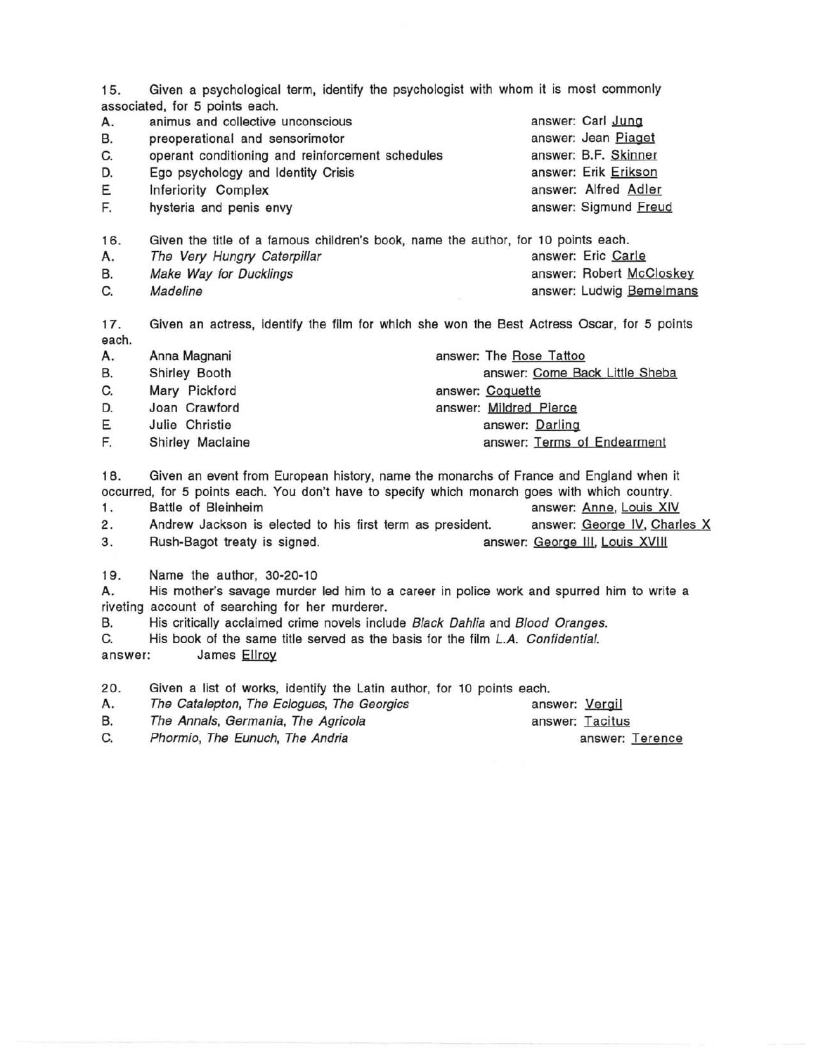15. Given a psychological term, identify the psychologist with whom it is most commonly associated, for 5 points each.

A. animus and collective unconscious — answer: Carl Jung
B. preoperational and sensorimotor — answer: Jean Piaget
C. operant conditioning and reinforcement schedules — answer: B.F. Skinner
D. Ego psychology and Identity Crisis — answer: Erik Erikson
E. Inferiority Complex — answer: Alfred Adler
F. hysteria and penis envy — answer: Sigmund Freud

16. Given the title of a famous children's book, name the author, for 10 points each.

A. *The Very Hungry Caterpillar* — answer: Eric Carle
B. *Make Way for Ducklings* — answer: Robert McCloskey
C. *Madeline* — answer: Ludwig Bemelmans

17. Given an actress, identify the film for which she won the Best Actress Oscar, for 5 points each.

A. Anna Magnani — answer: The Rose Tattoo
B. Shirley Booth — answer: Come Back Little Sheba
C. Mary Pickford — answer: Coquette
D. Joan Crawford — answer: Mildred Pierce
E. Julie Christie — answer: Darling
F. Shirley Maclaine — answer: Terms of Endearment

18. Given an event from European history, name the monarchs of France and England when it occurred, for 5 points each. You don't have to specify which monarch goes with which country.

1. Battle of Bleinheim — answer: Anne, Louis XIV
2. Andrew Jackson is elected to his first term as president. — answer: George IV, Charles X
3. Rush-Bagot treaty is signed. — answer: George III, Louis XVIII

19. Name the author, 30-20-10

A. His mother's savage murder led him to a career in police work and spurred him to write a riveting account of searching for her murderer.
B. His critically acclaimed crime novels include *Black Dahlia* and *Blood Oranges.*
C. His book of the same title served as the basis for the film *L.A. Confidential.*

answer: James Ellroy

20. Given a list of works, identify the Latin author, for 10 points each.

A. *The Catalepton, The Eclogues, The Georgics* — answer: Vergil
B. *The Annals, Germania, The Agricola* — answer: Tacitus
C. *Phormio, The Eunuch, The Andria* — answer: Terence